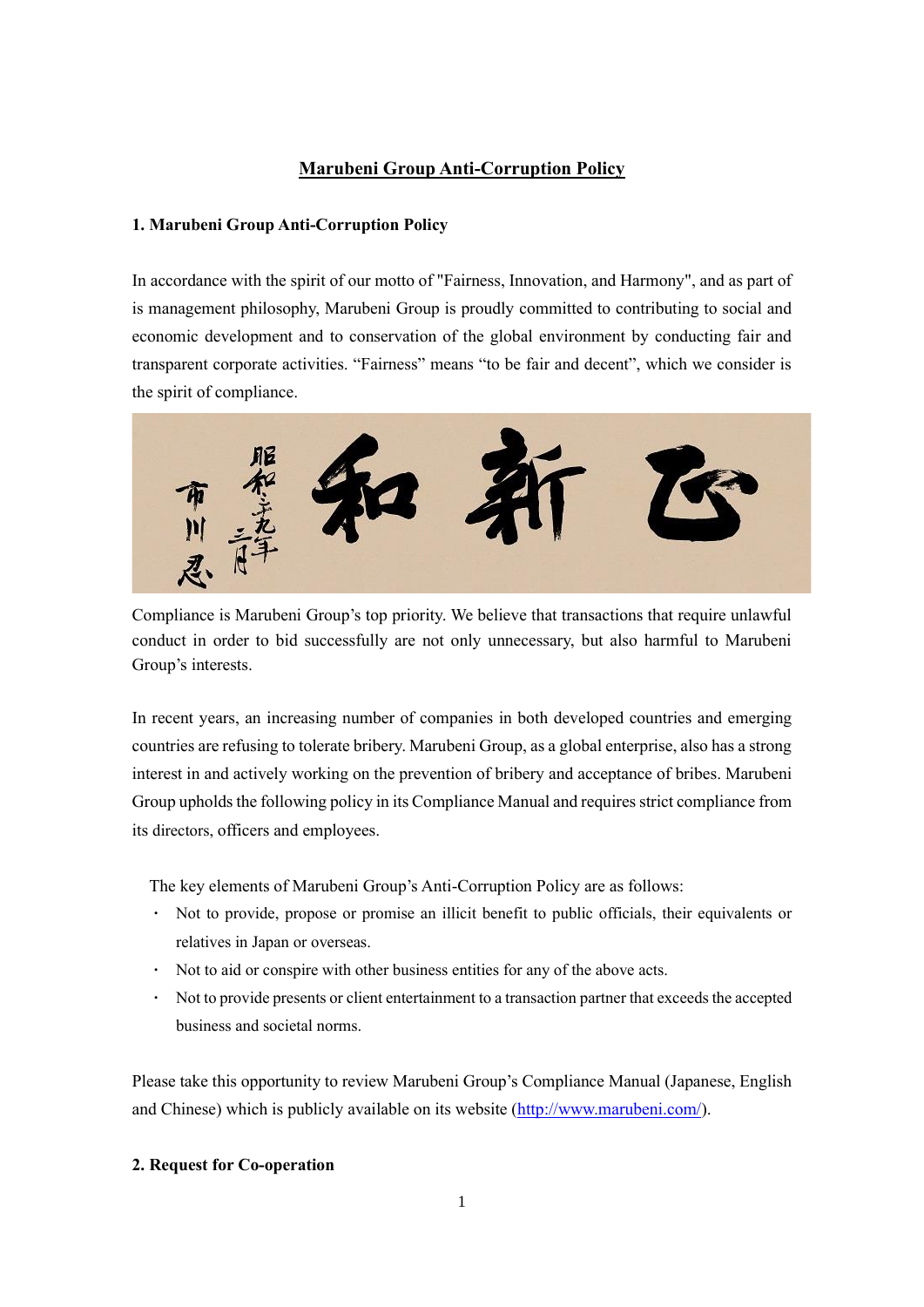# Marubeni Group Anti-Corruption Policy

## 1. Marubeni Group Anti-Corruption Policy

In accordance with the spirit of our motto of "Fairness, Innovation, and Harmony", and as part of is management philosophy, Marubeni Group is proudly committed to contributing to social and economic development and to conservation of the global environment by conducting fair and transparent corporate activities. "Fairness" means "to be fair and decent", which we consider is the spirit of compliance.

Compliance is Marubeni Group's top priority. We believe that transactions that require unlawful conduct in order to bid successfully are not only unnecessary, but also harmful to Marubeni Group's interests.

In recent years, an increasing number of companies in both developed countries and emerging countries are refusing to tolerate bribery. Marubeni Group, as a global enterprise, also has a strong interest in and actively working on the prevention of bribery and acceptance of bribes. Marubeni Group upholds the following policy in its Compliance Manual and requires strict compliance from its directors, officers and employees.

The key elements of Marubeni Group's Anti-Corruption Policy are as follows:

- Not to provide, propose or promise an illicit benefit to public officials, their equivalents or relatives in Japan or overseas.
- Not to aid or conspire with other business entities for any of the above acts.
- Not to provide presents or client entertainment to a transaction partner that exceeds the accepted business and societal norms.

Please take this opportunity to review Marubeni Group's Compliance Manual (Japanese, English and Chinese) which is publicly available on its website (http://www.marubeni.com/).

## 2. Request for Co-operation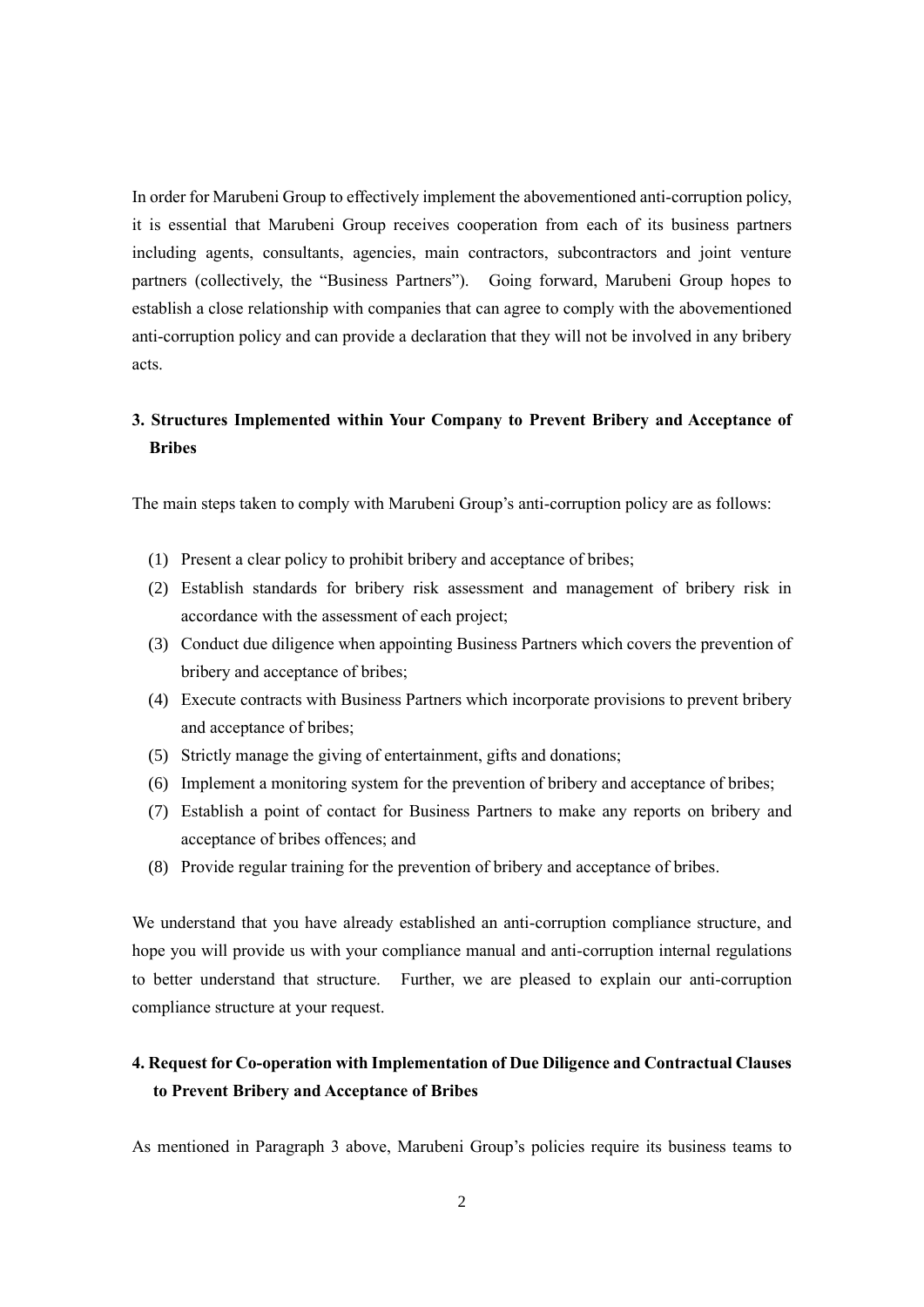In order for Marubeni Group to effectively implement the abovementioned anti-corruption policy, it is essential that Marubeni Group receives cooperation from each of its business partners including agents, consultants, agencies, main contractors, subcontractors and joint venture partners (collectively, the "Business Partners"). Going forward, Marubeni Group hopes to establish a close relationship with companies that can agree to comply with the abovementioned anti-corruption policy and can provide a declaration that they will not be involved in any bribery acts.

## 3. Structures Implemented within Your Company to Prevent Bribery and Acceptance of Bribes

The main steps taken to comply with Marubeni Group's anti-corruption policy are as follows:

(1) Present a clear policy to prohibit bribery and acceptance of bribes;

(2) Establish standards for bribery risk assessment and management of bribery risk in accordance with the assessment of each project;

(3) Conduct due diligence when appointing Business Partners which covers the prevention of bribery and acceptance of bribes;

(4) Execute contracts with Business Partners which incorporate provisions to prevent bribery and acceptance of bribes;

(5) Strictly manage the giving of entertainment, gifts and donations;

(6) Implement a monitoring system for the prevention of bribery and acceptance of bribes;

(7) Establish a point of contact for Business Partners to make any reports on bribery and acceptance of bribes offences; and

(8) Provide regular training for the prevention of bribery and acceptance of bribes.

We understand that you have already established an anti-corruption compliance structure, and hope you will provide us with your compliance manual and anti-corruption internal regulations to better understand that structure. Further, we are pleased to explain our anti-corruption compliance structure at your request.

## 4. Request for Co-operation with Implementation of Due Diligence and Contractual Clauses to Prevent Bribery and Acceptance of Bribes

As mentioned in Paragraph 3 above, Marubeni Group's policies require its business teams to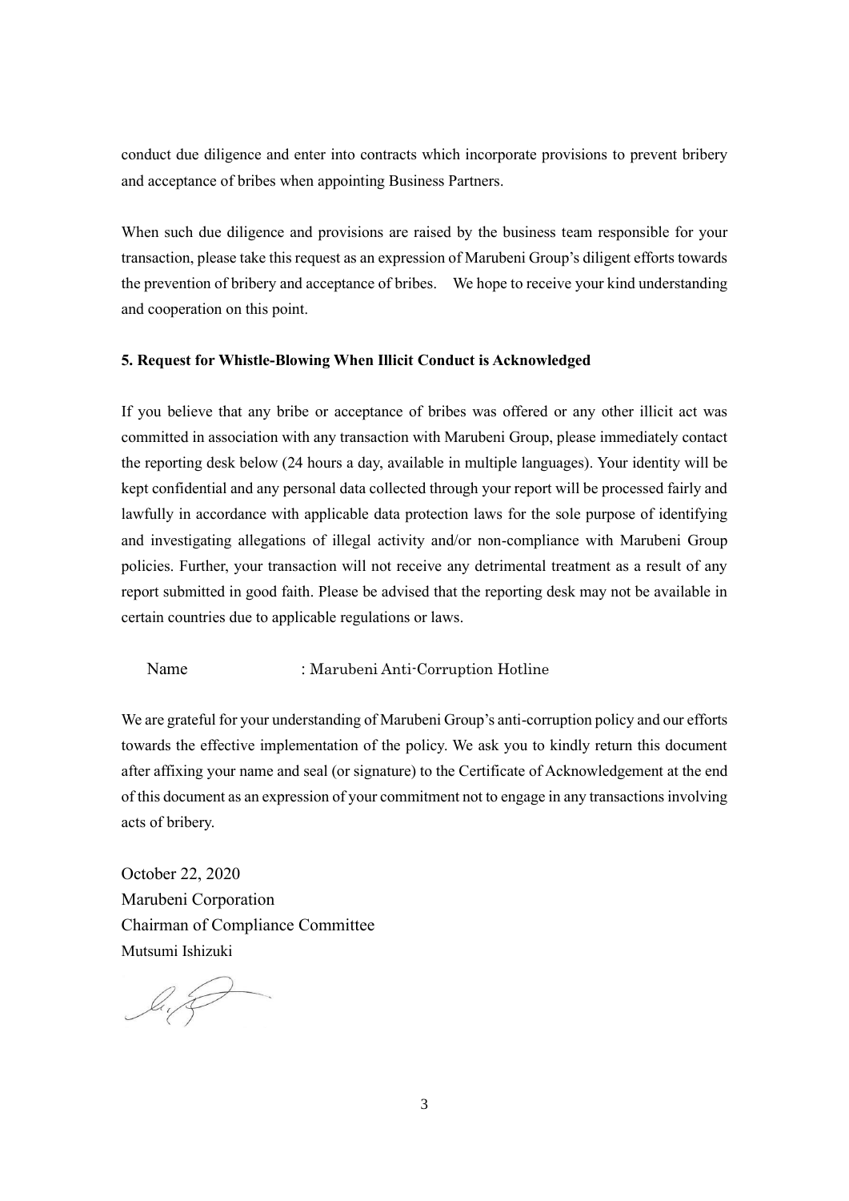conduct due diligence and enter into contracts which incorporate provisions to prevent bribery and acceptance of bribes when appointing Business Partners.

When such due diligence and provisions are raised by the business team responsible for your transaction, please take this request as an expression of Marubeni Group's diligent efforts towards the prevention of bribery and acceptance of bribes. We hope to receive your kind understanding and cooperation on this point.

**5. Request for Whistle-Blowing When Illicit Conduct is Acknowledged**

If you believe that any bribe or acceptance of bribes was offered or any other illicit act was committed in association with any transaction with Marubeni Group, please immediately contact the reporting desk below (24 hours a day, available in multiple languages). Your identity will be kept confidential and any personal data collected through your report will be processed fairly and lawfully in accordance with applicable data protection laws for the sole purpose of identifying and investigating allegations of illegal activity and/or non-compliance with Marubeni Group policies. Further, your transaction will not receive any detrimental treatment as a result of any report submitted in good faith. Please be advised that the reporting desk may not be available in certain countries due to applicable regulations or laws.

Name : Marubeni Anti-Corruption Hotline

We are grateful for your understanding of Marubeni Group's anti-corruption policy and our efforts towards the effective implementation of the policy. We ask you to kindly return this document after affixing your name and seal (or signature) to the Certificate of Acknowledgement at the end of this document as an expression of your commitment not to engage in any transactions involving acts of bribery.

October 22, 2020
Marubeni Corporation
Chairman of Compliance Committee
Mutsumi Ishizuki